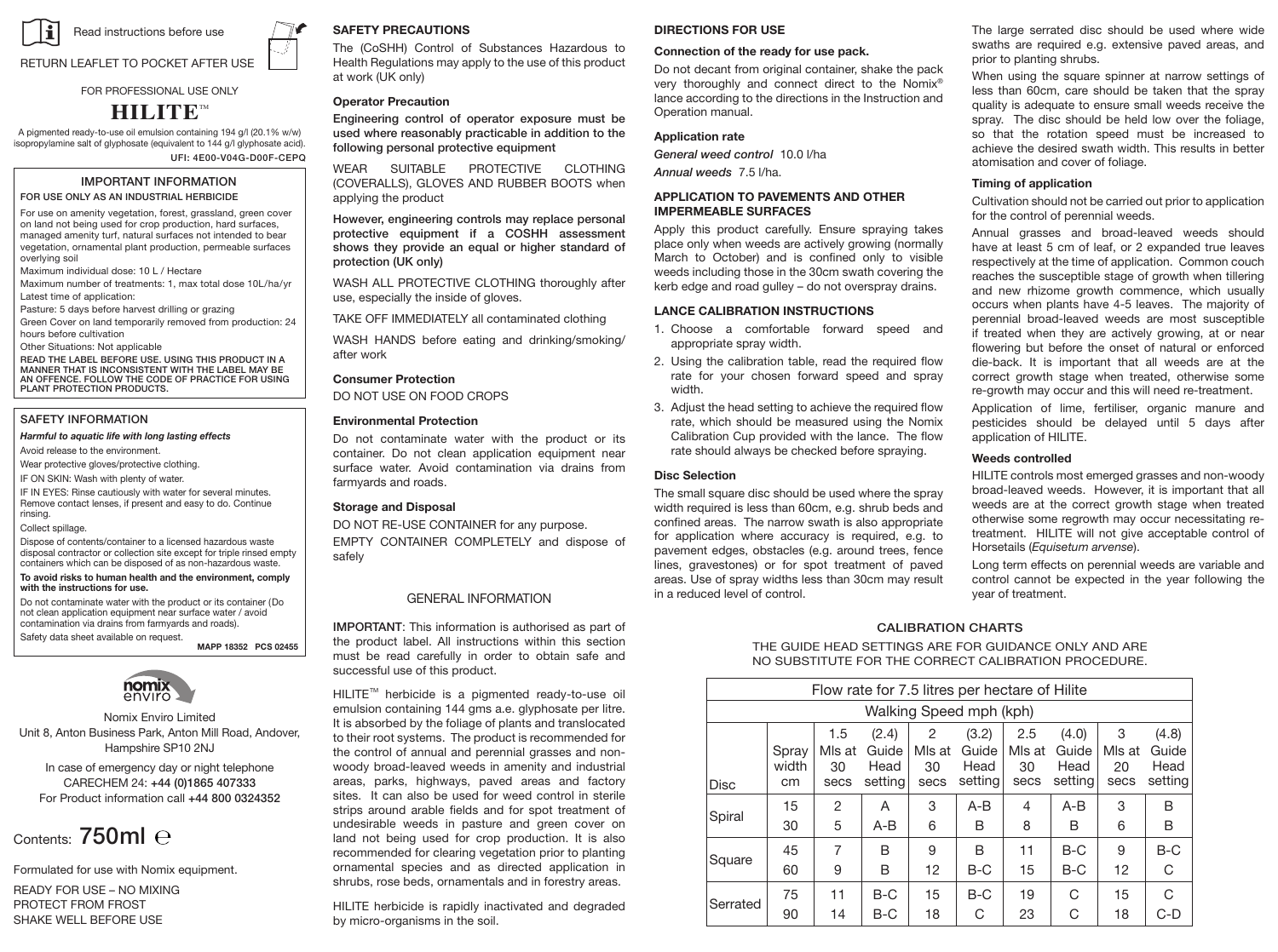Read instructions before use

RETURN LEAFLET TO POCKET AFTER USE

FOR PROFESSIONAL USE ONLY

# HILITE™

A pigmented ready-to-use oil emulsion containing 194 g/l (20.1% w/w) isopropylamine salt of glyphosate (equivalent to 144 g/l glyphosate acid).

UFI: 4E00-V04G-D00F-CEPQ

## IMPORTANT INFORMATION

**FOR USE ONLY AS AN INDUSTRIAL HERBICIDE**

For use on amenity vegetation, forest, grassland, green cover on land not being used for crop production, hard surfaces, managed amenity turf, natural surfaces not intended to bear vegetation, ornamental plant production, permeable surfaces overlying soil

Maximum individual dose: 10 L / Hectare

Maximum number of treatments: 1, max total dose 10L/ha/yr

Latest time of application:

Pasture: 5 days before harvest drilling or grazing

Green Cover on land temporarily removed from production: 24 hours before cultivation

Other Situations: Not applicable

**READ THE LABEL BEFORE USE. USING THIS PRODUCT IN A MANNER THAT IS INCONSISTENT WITH THE LABEL MAY BE AN OFFENCE. FOLLOW THE CODE OF PRACTICE FOR USING PLANT PROTECTION PRODUCTS.**

## SAFETY INFORMATION

***Harmful to aquatic life with long lasting effects***

Avoid release to the environment.

Wear protective gloves/protective clothing.

IF ON SKIN: Wash with plenty of water.

IF IN EYES: Rinse cautiously with water for several minutes. Remove contact lenses, if present and easy to do. Continue rinsing.

Collect spillage.

Dispose of contents/container to a licensed hazardous waste disposal contractor or collection site except for triple rinsed empty containers which can be disposed of as non-hazardous waste.

**To avoid risks to human health and the environment, comply with the instructions for use.**

Do not contaminate water with the product or its container (Do not clean application equipment near surface water / avoid contamination via drains from farmyards and roads).

Safety data sheet available on request.

**MAPP 18352 PCS 02455**

nomix enviro

Nomix Enviro Limited
Unit 8, Anton Business Park, Anton Mill Road, Andover, Hampshire SP10 2NJ

In case of emergency day or night telephone CARECHEM 24: **+44 (0)1865 407333**
For Product information call **+44 800 0324352**

Contents: **750ml ℮**

Formulated for use with Nomix equipment.

READY FOR USE – NO MIXING
PROTECT FROM FROST
SHAKE WELL BEFORE USE

## SAFETY PRECAUTIONS

The (CoSHH) Control of Substances Hazardous to Health Regulations may apply to the use of this product at work (UK only)

### Operator Precaution

**Engineering control of operator exposure must be used where reasonably practicable in addition to the following personal protective equipment**

WEAR SUITABLE PROTECTIVE CLOTHING (COVERALLS), GLOVES AND RUBBER BOOTS when applying the product

**However, engineering controls may replace personal protective equipment if a COSHH assessment shows they provide an equal or higher standard of protection (UK only)**

WASH ALL PROTECTIVE CLOTHING thoroughly after use, especially the inside of gloves.

TAKE OFF IMMEDIATELY all contaminated clothing

WASH HANDS before eating and drinking/smoking/ after work

### Consumer Protection

DO NOT USE ON FOOD CROPS

### Environmental Protection

Do not contaminate water with the product or its container. Do not clean application equipment near surface water. Avoid contamination via drains from farmyards and roads.

### Storage and Disposal

DO NOT RE-USE CONTAINER for any purpose.

EMPTY CONTAINER COMPLETELY and dispose of safely

## GENERAL INFORMATION

**IMPORTANT**: This information is authorised as part of the product label. All instructions within this section must be read carefully in order to obtain safe and successful use of this product.

HILITE™ herbicide is a pigmented ready-to-use oil emulsion containing 144 gms a.e. glyphosate per litre. It is absorbed by the foliage of plants and translocated to their root systems. The product is recommended for the control of annual and perennial grasses and non-woody broad-leaved weeds in amenity and industrial areas, parks, highways, paved areas and factory sites. It can also be used for weed control in sterile strips around arable fields and for spot treatment of undesirable weeds in pasture and green cover on land not being used for crop production. It is also recommended for clearing vegetation prior to planting ornamental species and as directed application in shrubs, rose beds, ornamentals and in forestry areas.

HILITE herbicide is rapidly inactivated and degraded by micro-organisms in the soil.

## DIRECTIONS FOR USE

### Connection of the ready for use pack.

Do not decant from original container, shake the pack very thoroughly and connect direct to the Nomix® lance according to the directions in the Instruction and Operation manual.

### Application rate

***General weed control*** 10.0 l/ha

***Annual weeds*** 7.5 l/ha.

### APPLICATION TO PAVEMENTS AND OTHER IMPERMEABLE SURFACES

Apply this product carefully. Ensure spraying takes place only when weeds are actively growing (normally March to October) and is confined only to visible weeds including those in the 30cm swath covering the kerb edge and road gulley – do not overspray drains.

### LANCE CALIBRATION INSTRUCTIONS

1. Choose a comfortable forward speed and appropriate spray width.
2. Using the calibration table, read the required flow rate for your chosen forward speed and spray width.
3. Adjust the head setting to achieve the required flow rate, which should be measured using the Nomix Calibration Cup provided with the lance. The flow rate should always be checked before spraying.

### Disc Selection

The small square disc should be used where the spray width required is less than 60cm, e.g. shrub beds and confined areas. The narrow swath is also appropriate for application where accuracy is required, e.g. to pavement edges, obstacles (e.g. around trees, fence lines, gravestones) or for spot treatment of paved areas. Use of spray widths less than 30cm may result in a reduced level of control.

The large serrated disc should be used where wide swaths are required e.g. extensive paved areas, and prior to planting shrubs.

When using the square spinner at narrow settings of less than 60cm, care should be taken that the spray quality is adequate to ensure small weeds receive the spray. The disc should be held low over the foliage, so that the rotation speed must be increased to achieve the desired swath width. This results in better atomisation and cover of foliage.

### Timing of application

Cultivation should not be carried out prior to application for the control of perennial weeds.

Annual grasses and broad-leaved weeds should have at least 5 cm of leaf, or 2 expanded true leaves respectively at the time of application. Common couch reaches the susceptible stage of growth when tillering and new rhizome growth commence, which usually occurs when plants have 4-5 leaves. The majority of perennial broad-leaved weeds are most susceptible if treated when they are actively growing, at or near flowering but before the onset of natural or enforced die-back. It is important that all weeds are at the correct growth stage when treated, otherwise some re-growth may occur and this will need re-treatment.

Application of lime, fertiliser, organic manure and pesticides should be delayed until 5 days after application of HILITE.

### Weeds controlled

HILITE controls most emerged grasses and non-woody broad-leaved weeds. However, it is important that all weeds are at the correct growth stage when treated otherwise some regrowth may occur necessitating re-treatment. HILITE will not give acceptable control of Horsetails (*Equisetum arvense*).

Long term effects on perennial weeds are variable and control cannot be expected in the year following the year of treatment.

## CALIBRATION CHARTS

THE GUIDE HEAD SETTINGS ARE FOR GUIDANCE ONLY AND ARE NO SUBSTITUTE FOR THE CORRECT CALIBRATION PROCEDURE.

| Flow rate for 7.5 litres per hectare of Hilite | | | | | | | | | |
|---|---|---|---|---|---|---|---|---|---|
| Walking Speed mph (kph) | | | | | | | | | |
| Disc | Spray width cm | 1.5 Mls at 30 secs | (2.4) Guide Head setting | 2 Mls at 30 secs | (3.2) Guide Head setting | 2.5 Mls at 30 secs | (4.0) Guide Head setting | 3 Mls at 20 secs | (4.8) Guide Head setting |
| Spiral | 15 | 2 | A | 3 | A-B | 4 | A-B | 3 | B |
| | 30 | 5 | A-B | 6 | B | 8 | B | 6 | B |
| Square | 45 | 7 | B | 9 | B | 11 | B-C | 9 | B-C |
| | 60 | 9 | B | 12 | B-C | 15 | B-C | 12 | C |
| Serrated | 75 | 11 | B-C | 15 | B-C | 19 | C | 15 | C |
| | 90 | 14 | B-C | 18 | C | 23 | C | 18 | C-D |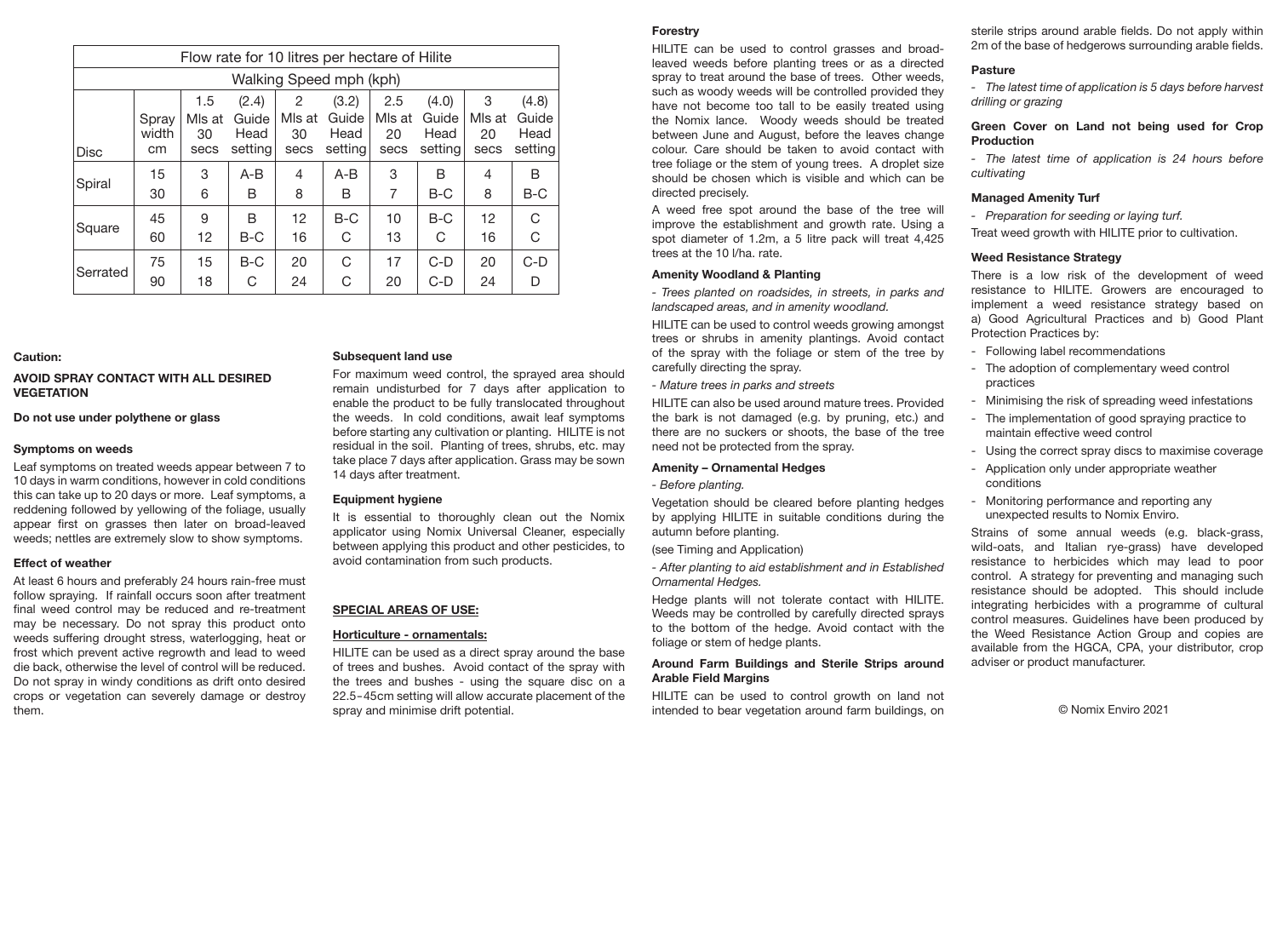| Flow rate for 10 litres per hectare of Hilite | | | | | | | | | | |
|---|---|---|---|---|---|---|---|---|---|---|
| Walking Speed mph (kph) | | | | | | | | | | |
| Disc | Spray width cm | 1.5 Mls at 30 secs | (2.4) Guide Head setting | 2 Mls at 30 secs | (3.2) Guide Head setting | 2.5 Mls at 20 secs | (4.0) Guide Head setting | 3 Mls at 20 secs | (4.8) Guide Head setting |
| Spiral | 15 | 3 | A-B | 4 | A-B | 3 | B | 4 | B |
| | 30 | 6 | B | 8 | B | 7 | B-C | 8 | B-C |
| Square | 45 | 9 | B | 12 | B-C | 10 | B-C | 12 | C |
| | 60 | 12 | B-C | 16 | C | 13 | C | 16 | C |
| Serrated | 75 | 15 | B-C | 20 | C | 17 | C-D | 20 | C-D |
| | 90 | 18 | C | 24 | C | 20 | C-D | 24 | D |

**Caution:**

**AVOID SPRAY CONTACT WITH ALL DESIRED VEGETATION**

**Do not use under polythene or glass**

**Symptoms on weeds**

Leaf symptoms on treated weeds appear between 7 to 10 days in warm conditions, however in cold conditions this can take up to 20 days or more. Leaf symptoms, a reddening followed by yellowing of the foliage, usually appear first on grasses then later on broad-leaved weeds; nettles are extremely slow to show symptoms.

**Effect of weather**

At least 6 hours and preferably 24 hours rain-free must follow spraying. If rainfall occurs soon after treatment final weed control may be reduced and re-treatment may be necessary. Do not spray this product onto weeds suffering drought stress, waterlogging, heat or frost which prevent active regrowth and lead to weed die back, otherwise the level of control will be reduced. Do not spray in windy conditions as drift onto desired crops or vegetation can severely damage or destroy them.

**Subsequent land use**

For maximum weed control, the sprayed area should remain undisturbed for 7 days after application to enable the product to be fully translocated throughout the weeds. In cold conditions, await leaf symptoms before starting any cultivation or planting. HILITE is not residual in the soil. Planting of trees, shrubs, etc. may take place 7 days after application. Grass may be sown 14 days after treatment.

**Equipment hygiene**

It is essential to thoroughly clean out the Nomix applicator using Nomix Universal Cleaner, especially between applying this product and other pesticides, to avoid contamination from such products.

**SPECIAL AREAS OF USE:**

**Horticulture - ornamentals:**

HILITE can be used as a direct spray around the base of trees and bushes. Avoid contact of the spray with the trees and bushes - using the square disc on a 22.5–45cm setting will allow accurate placement of the spray and minimise drift potential.

**Forestry**

HILITE can be used to control grasses and broad-leaved weeds before planting trees or as a directed spray to treat around the base of trees. Other weeds, such as woody weeds will be controlled provided they have not become too tall to be easily treated using the Nomix lance. Woody weeds should be treated between June and August, before the leaves change colour. Care should be taken to avoid contact with tree foliage or the stem of young trees. A droplet size should be chosen which is visible and which can be directed precisely.

A weed free spot around the base of the tree will improve the establishment and growth rate. Using a spot diameter of 1.2m, a 5 litre pack will treat 4,425 trees at the 10 l/ha. rate.

**Amenity Woodland & Planting**

*- Trees planted on roadsides, in streets, in parks and landscaped areas, and in amenity woodland.*

HILITE can be used to control weeds growing amongst trees or shrubs in amenity plantings. Avoid contact of the spray with the foliage or stem of the tree by carefully directing the spray.

*- Mature trees in parks and streets*

HILITE can also be used around mature trees. Provided the bark is not damaged (e.g. by pruning, etc.) and there are no suckers or shoots, the base of the tree need not be protected from the spray.

**Amenity – Ornamental Hedges**

*- Before planting.*

Vegetation should be cleared before planting hedges by applying HILITE in suitable conditions during the autumn before planting.

(see Timing and Application)

*- After planting to aid establishment and in Established Ornamental Hedges.*

Hedge plants will not tolerate contact with HILITE. Weeds may be controlled by carefully directed sprays to the bottom of the hedge. Avoid contact with the foliage or stem of hedge plants.

**Around Farm Buildings and Sterile Strips around Arable Field Margins**

HILITE can be used to control growth on land not intended to bear vegetation around farm buildings, on sterile strips around arable fields. Do not apply within 2m of the base of hedgerows surrounding arable fields.

**Pasture**

*- The latest time of application is 5 days before harvest drilling or grazing*

**Green Cover on Land not being used for Crop Production**

*- The latest time of application is 24 hours before cultivating*

**Managed Amenity Turf**

*- Preparation for seeding or laying turf.*

Treat weed growth with HILITE prior to cultivation.

**Weed Resistance Strategy**

There is a low risk of the development of weed resistance to HILITE. Growers are encouraged to implement a weed resistance strategy based on a) Good Agricultural Practices and b) Good Plant Protection Practices by:

- Following label recommendations
- The adoption of complementary weed control practices
- Minimising the risk of spreading weed infestations
- The implementation of good spraying practice to maintain effective weed control
- Using the correct spray discs to maximise coverage
- Application only under appropriate weather conditions
- Monitoring performance and reporting any unexpected results to Nomix Enviro.

Strains of some annual weeds (e.g. black-grass, wild-oats, and Italian rye-grass) have developed resistance to herbicides which may lead to poor control. A strategy for preventing and managing such resistance should be adopted. This should include integrating herbicides with a programme of cultural control measures. Guidelines have been produced by the Weed Resistance Action Group and copies are available from the HGCA, CPA, your distributor, crop adviser or product manufacturer.

© Nomix Enviro 2021